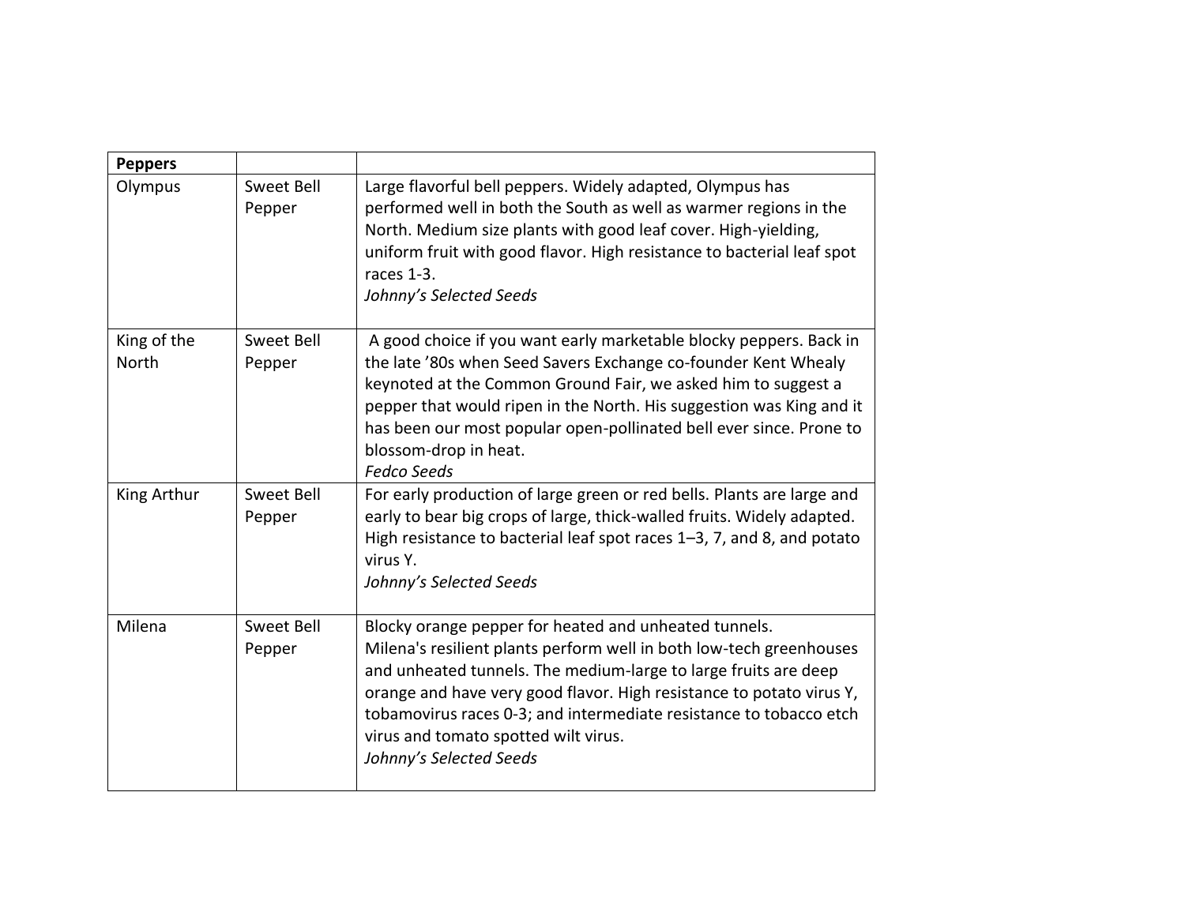| **Peppers** | | |
|---|---|---|
| Olympus | Sweet Bell Pepper | Large flavorful bell peppers. Widely adapted, Olympus has performed well in both the South as well as warmer regions in the North. Medium size plants with good leaf cover. High-yielding, uniform fruit with good flavor. High resistance to bacterial leaf spot races 1-3.<br>*Johnny's Selected Seeds* |
| King of the North | Sweet Bell Pepper | A good choice if you want early marketable blocky peppers. Back in the late '80s when Seed Savers Exchange co-founder Kent Whealy keynoted at the Common Ground Fair, we asked him to suggest a pepper that would ripen in the North. His suggestion was King and it has been our most popular open-pollinated bell ever since. Prone to blossom-drop in heat.<br>*Fedco Seeds* |
| King Arthur | Sweet Bell Pepper | For early production of large green or red bells. Plants are large and early to bear big crops of large, thick-walled fruits. Widely adapted. High resistance to bacterial leaf spot races 1–3, 7, and 8, and potato virus Y.<br>*Johnny's Selected Seeds* |
| Milena | Sweet Bell Pepper | Blocky orange pepper for heated and unheated tunnels.<br>Milena's resilient plants perform well in both low-tech greenhouses and unheated tunnels. The medium-large to large fruits are deep orange and have very good flavor. High resistance to potato virus Y, tobamovirus races 0-3; and intermediate resistance to tobacco etch virus and tomato spotted wilt virus.<br>*Johnny's Selected Seeds* |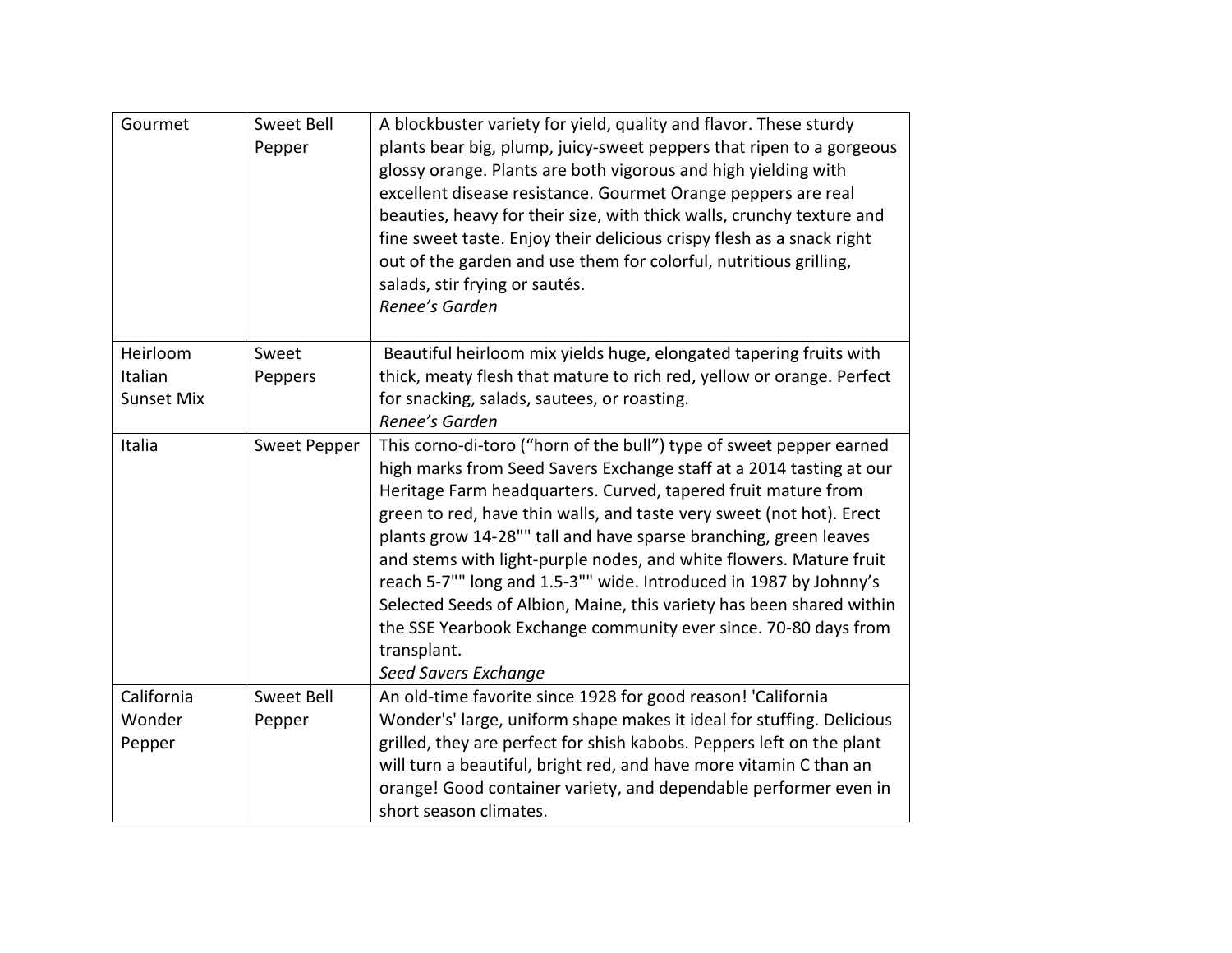| Gourmet | Sweet Bell Pepper | A blockbuster variety for yield, quality and flavor. These sturdy plants bear big, plump, juicy-sweet peppers that ripen to a gorgeous glossy orange. Plants are both vigorous and high yielding with excellent disease resistance. Gourmet Orange peppers are real beauties, heavy for their size, with thick walls, crunchy texture and fine sweet taste. Enjoy their delicious crispy flesh as a snack right out of the garden and use them for colorful, nutritious grilling, salads, stir frying or sautés.<br>*Renee's Garden* |
|---|---|---|
| Heirloom Italian Sunset Mix | Sweet Peppers | Beautiful heirloom mix yields huge, elongated tapering fruits with thick, meaty flesh that mature to rich red, yellow or orange. Perfect for snacking, salads, sautees, or roasting.<br>*Renee's Garden* |
| Italia | Sweet Pepper | This corno-di-toro ("horn of the bull") type of sweet pepper earned high marks from Seed Savers Exchange staff at a 2014 tasting at our Heritage Farm headquarters. Curved, tapered fruit mature from green to red, have thin walls, and taste very sweet (not hot). Erect plants grow 14-28"" tall and have sparse branching, green leaves and stems with light-purple nodes, and white flowers. Mature fruit reach 5-7"" long and 1.5-3"" wide. Introduced in 1987 by Johnny's Selected Seeds of Albion, Maine, this variety has been shared within the SSE Yearbook Exchange community ever since. 70-80 days from transplant.<br>*Seed Savers Exchange* |
| California Wonder Pepper | Sweet Bell Pepper | An old-time favorite since 1928 for good reason! 'California Wonder's' large, uniform shape makes it ideal for stuffing. Delicious grilled, they are perfect for shish kabobs. Peppers left on the plant will turn a beautiful, bright red, and have more vitamin C than an orange! Good container variety, and dependable performer even in short season climates. |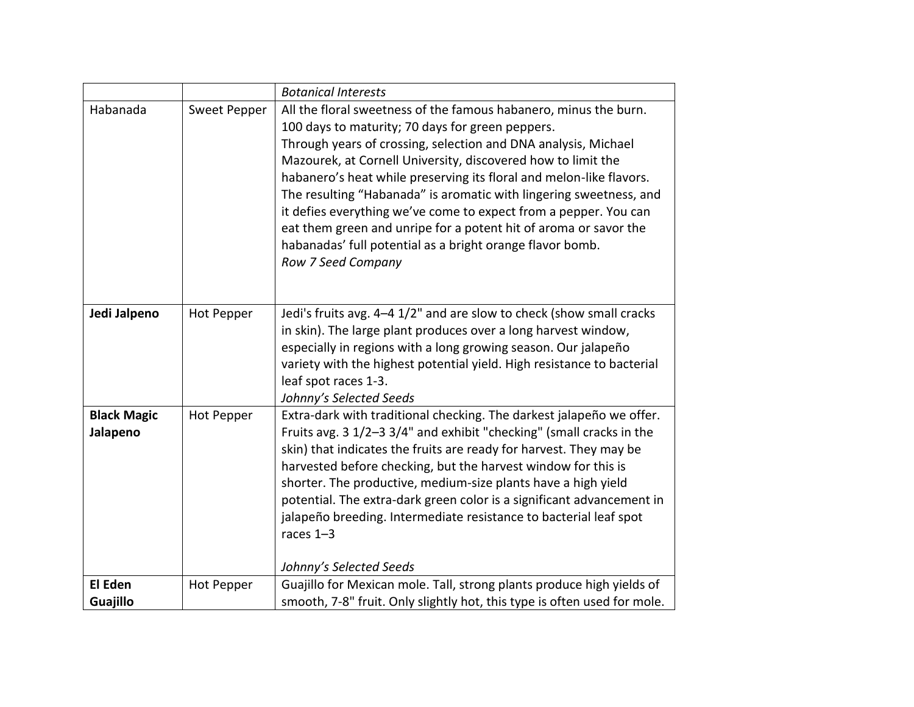| | | |
|---|---|---|
| | | *Botanical Interests* |
| Habanada | Sweet Pepper | All the floral sweetness of the famous habanero, minus the burn. 100 days to maturity; 70 days for green peppers. Through years of crossing, selection and DNA analysis, Michael Mazourek, at Cornell University, discovered how to limit the habanero's heat while preserving its floral and melon-like flavors. The resulting "Habanada" is aromatic with lingering sweetness, and it defies everything we've come to expect from a pepper. You can eat them green and unripe for a potent hit of aroma or savor the habanadas' full potential as a bright orange flavor bomb. *Row 7 Seed Company* |
| **Jedi Jalpeno** | Hot Pepper | Jedi's fruits avg. 4–4 1/2" and are slow to check (show small cracks in skin). The large plant produces over a long harvest window, especially in regions with a long growing season. Our jalapeño variety with the highest potential yield. High resistance to bacterial leaf spot races 1-3. *Johnny's Selected Seeds* |
| **Black Magic Jalapeno** | Hot Pepper | Extra-dark with traditional checking. The darkest jalapeño we offer. Fruits avg. 3 1/2–3 3/4" and exhibit "checking" (small cracks in the skin) that indicates the fruits are ready for harvest. They may be harvested before checking, but the harvest window for this is shorter. The productive, medium-size plants have a high yield potential. The extra-dark green color is a significant advancement in jalapeño breeding. Intermediate resistance to bacterial leaf spot races 1–3 *Johnny's Selected Seeds* |
| **El Eden Guajillo** | Hot Pepper | Guajillo for Mexican mole. Tall, strong plants produce high yields of smooth, 7-8" fruit. Only slightly hot, this type is often used for mole. |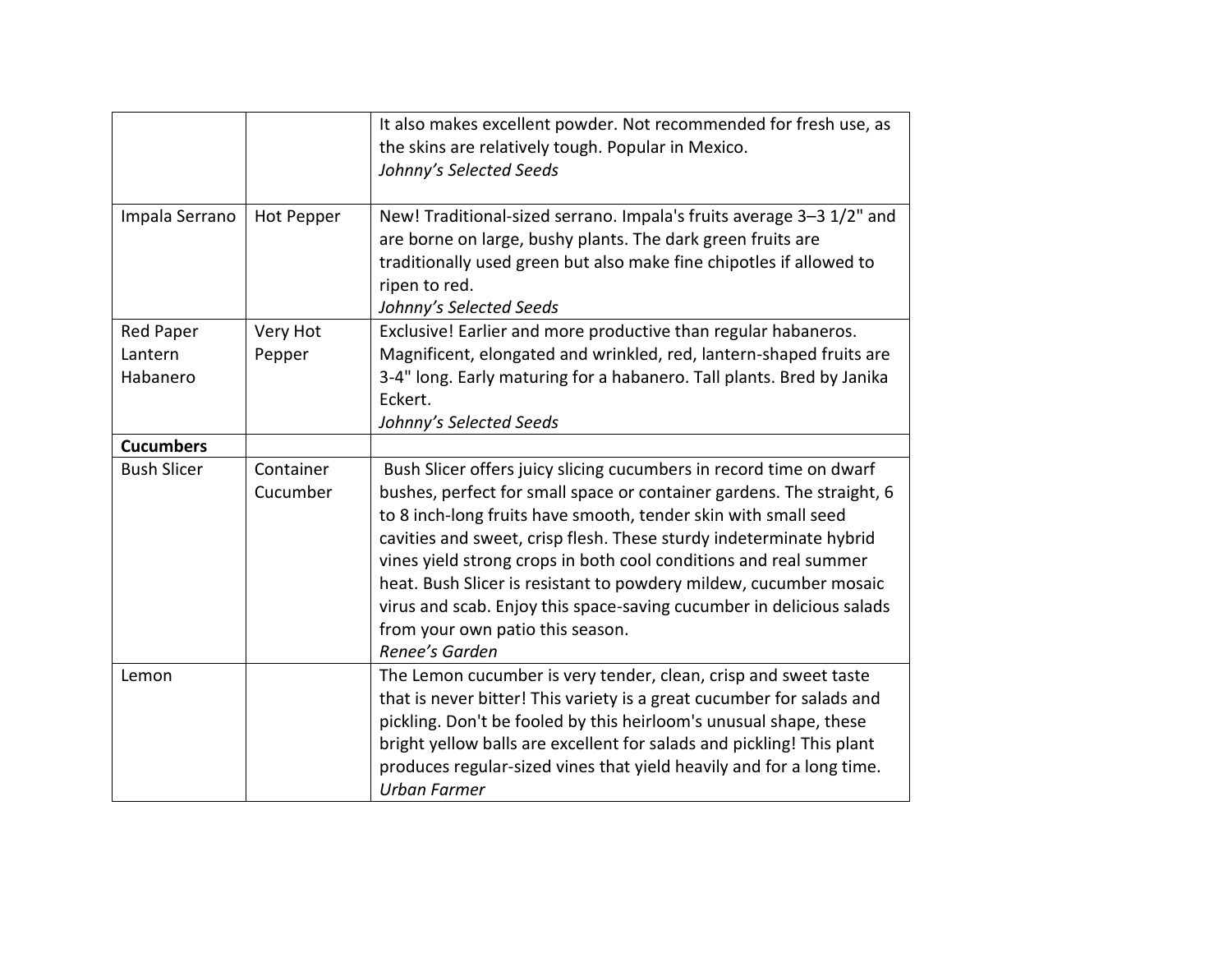| | | |
|---|---|---|
| | | It also makes excellent powder. Not recommended for fresh use, as the skins are relatively tough. Popular in Mexico.<br>*Johnny's Selected Seeds* |
| Impala Serrano | Hot Pepper | New! Traditional-sized serrano. Impala's fruits average 3–3 1/2" and are borne on large, bushy plants. The dark green fruits are traditionally used green but also make fine chipotles if allowed to ripen to red.<br>*Johnny's Selected Seeds* |
| Red Paper Lantern Habanero | Very Hot Pepper | Exclusive! Earlier and more productive than regular habaneros. Magnificent, elongated and wrinkled, red, lantern-shaped fruits are 3-4" long. Early maturing for a habanero. Tall plants. Bred by Janika Eckert.<br>*Johnny's Selected Seeds* |
| **Cucumbers** | | |
| Bush Slicer | Container Cucumber | Bush Slicer offers juicy slicing cucumbers in record time on dwarf bushes, perfect for small space or container gardens. The straight, 6 to 8 inch-long fruits have smooth, tender skin with small seed cavities and sweet, crisp flesh. These sturdy indeterminate hybrid vines yield strong crops in both cool conditions and real summer heat. Bush Slicer is resistant to powdery mildew, cucumber mosaic virus and scab. Enjoy this space-saving cucumber in delicious salads from your own patio this season.<br>*Renee's Garden* |
| Lemon | | The Lemon cucumber is very tender, clean, crisp and sweet taste that is never bitter! This variety is a great cucumber for salads and pickling. Don't be fooled by this heirloom's unusual shape, these bright yellow balls are excellent for salads and pickling! This plant produces regular-sized vines that yield heavily and for a long time.<br>*Urban Farmer* |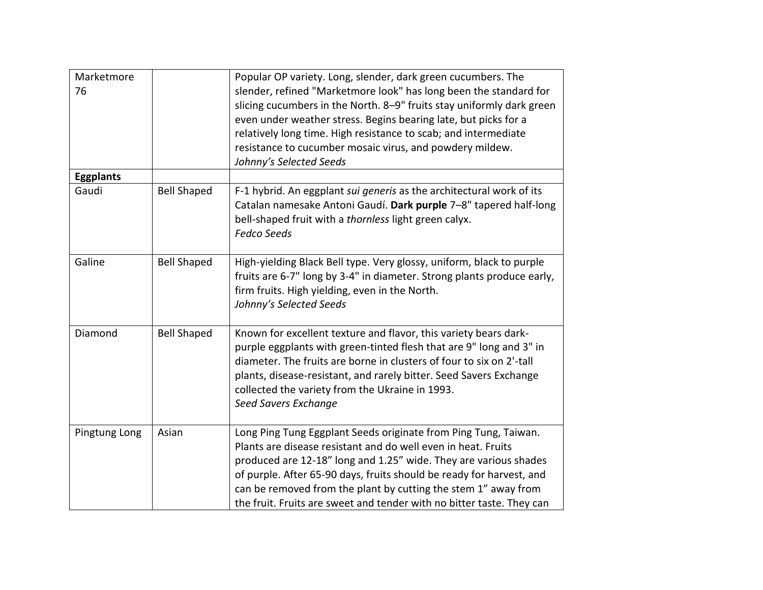| | | |
|---|---|---|
| Marketmore 76 | | Popular OP variety. Long, slender, dark green cucumbers. The slender, refined "Marketmore look" has long been the standard for slicing cucumbers in the North. 8–9" fruits stay uniformly dark green even under weather stress. Begins bearing late, but picks for a relatively long time. High resistance to scab; and intermediate resistance to cucumber mosaic virus, and powdery mildew. *Johnny's Selected Seeds* |
| **Eggplants** | | |
| Gaudi | Bell Shaped | F-1 hybrid. An eggplant *sui generis* as the architectural work of its Catalan namesake Antoni Gaudí. **Dark purple** 7–8" tapered half-long bell-shaped fruit with a *thornless* light green calyx. *Fedco Seeds* |
| Galine | Bell Shaped | High-yielding Black Bell type. Very glossy, uniform, black to purple fruits are 6-7" long by 3-4" in diameter. Strong plants produce early, firm fruits. High yielding, even in the North. *Johnny's Selected Seeds* |
| Diamond | Bell Shaped | Known for excellent texture and flavor, this variety bears dark-purple eggplants with green-tinted flesh that are 9" long and 3" in diameter. The fruits are borne in clusters of four to six on 2'-tall plants, disease-resistant, and rarely bitter. Seed Savers Exchange collected the variety from the Ukraine in 1993. *Seed Savers Exchange* |
| Pingtung Long | Asian | Long Ping Tung Eggplant Seeds originate from Ping Tung, Taiwan. Plants are disease resistant and do well even in heat. Fruits produced are 12-18" long and 1.25" wide. They are various shades of purple. After 65-90 days, fruits should be ready for harvest, and can be removed from the plant by cutting the stem 1" away from the fruit. Fruits are sweet and tender with no bitter taste. They can |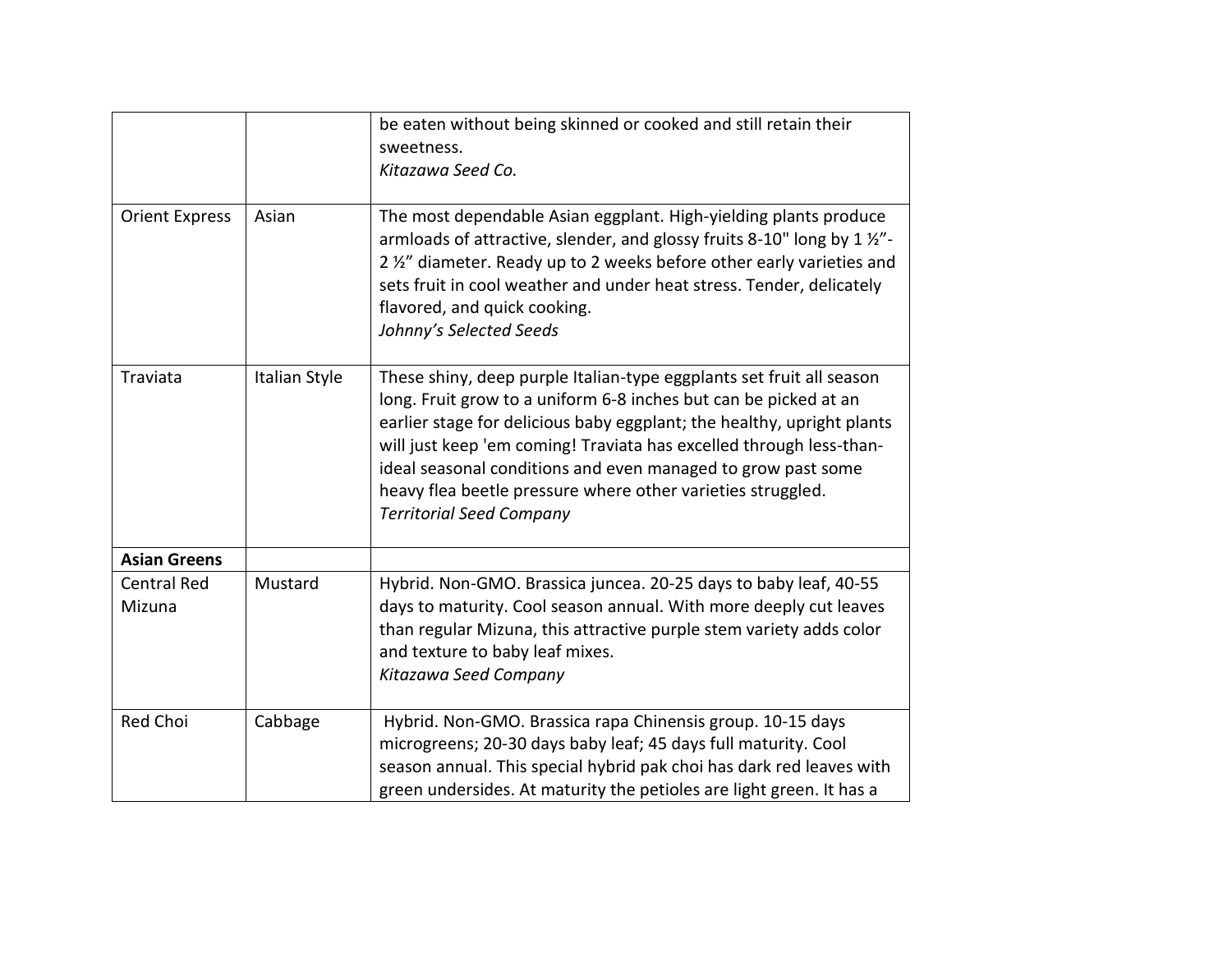|  |  |  |
|---|---|---|
|  |  | be eaten without being skinned or cooked and still retain their sweetness. *Kitazawa Seed Co.* |
| Orient Express | Asian | The most dependable Asian eggplant. High-yielding plants produce armloads of attractive, slender, and glossy fruits 8-10" long by 1 ½"-2 ½" diameter. Ready up to 2 weeks before other early varieties and sets fruit in cool weather and under heat stress. Tender, delicately flavored, and quick cooking. *Johnny's Selected Seeds* |
| Traviata | Italian Style | These shiny, deep purple Italian-type eggplants set fruit all season long. Fruit grow to a uniform 6-8 inches but can be picked at an earlier stage for delicious baby eggplant; the healthy, upright plants will just keep 'em coming! Traviata has excelled through less-than-ideal seasonal conditions and even managed to grow past some heavy flea beetle pressure where other varieties struggled. *Territorial Seed Company* |
| **Asian Greens** |  |  |
| Central Red Mizuna | Mustard | Hybrid. Non-GMO. Brassica juncea. 20-25 days to baby leaf, 40-55 days to maturity. Cool season annual. With more deeply cut leaves than regular Mizuna, this attractive purple stem variety adds color and texture to baby leaf mixes. *Kitazawa Seed Company* |
| Red Choi | Cabbage | Hybrid. Non-GMO. Brassica rapa Chinensis group. 10-15 days microgreens; 20-30 days baby leaf; 45 days full maturity. Cool season annual. This special hybrid pak choi has dark red leaves with green undersides. At maturity the petioles are light green. It has a |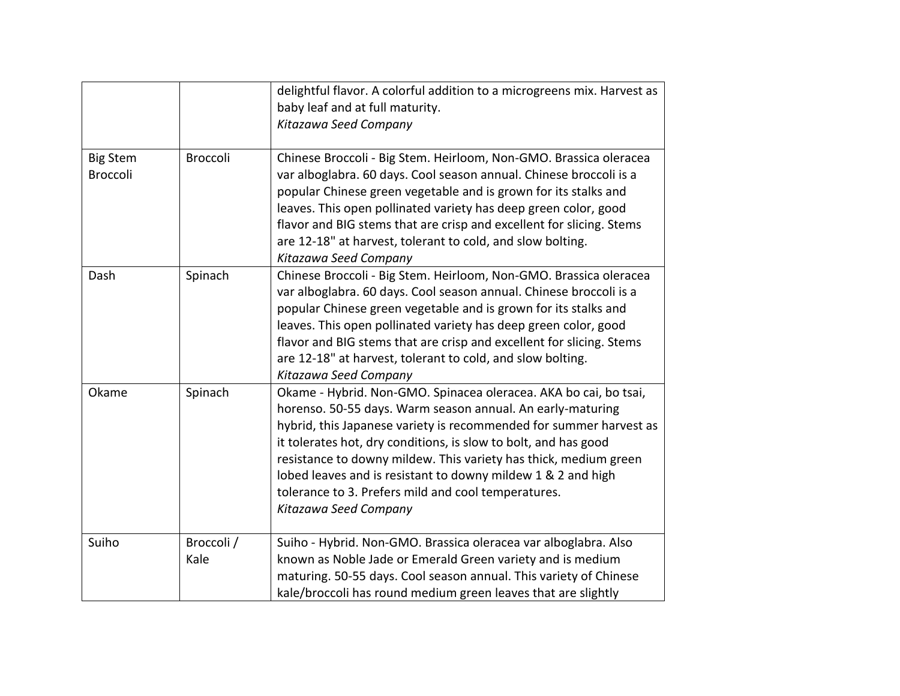| | | |
|---|---|---|
| | | delightful flavor. A colorful addition to a microgreens mix. Harvest as baby leaf and at full maturity.<br>*Kitazawa Seed Company* |
| Big Stem Broccoli | Broccoli | Chinese Broccoli - Big Stem. Heirloom, Non-GMO. Brassica oleracea var alboglabra. 60 days. Cool season annual. Chinese broccoli is a popular Chinese green vegetable and is grown for its stalks and leaves. This open pollinated variety has deep green color, good flavor and BIG stems that are crisp and excellent for slicing. Stems are 12-18" at harvest, tolerant to cold, and slow bolting.<br>*Kitazawa Seed Company* |
| Dash | Spinach | Chinese Broccoli - Big Stem. Heirloom, Non-GMO. Brassica oleracea var alboglabra. 60 days. Cool season annual. Chinese broccoli is a popular Chinese green vegetable and is grown for its stalks and leaves. This open pollinated variety has deep green color, good flavor and BIG stems that are crisp and excellent for slicing. Stems are 12-18" at harvest, tolerant to cold, and slow bolting.<br>*Kitazawa Seed Company* |
| Okame | Spinach | Okame - Hybrid. Non-GMO. Spinacea oleracea. AKA bo cai, bo tsai, horenso. 50-55 days. Warm season annual. An early-maturing hybrid, this Japanese variety is recommended for summer harvest as it tolerates hot, dry conditions, is slow to bolt, and has good resistance to downy mildew. This variety has thick, medium green lobed leaves and is resistant to downy mildew 1 & 2 and high tolerance to 3. Prefers mild and cool temperatures.<br>*Kitazawa Seed Company* |
| Suiho | Broccoli / Kale | Suiho - Hybrid. Non-GMO. Brassica oleracea var alboglabra. Also known as Noble Jade or Emerald Green variety and is medium maturing. 50-55 days. Cool season annual. This variety of Chinese kale/broccoli has round medium green leaves that are slightly |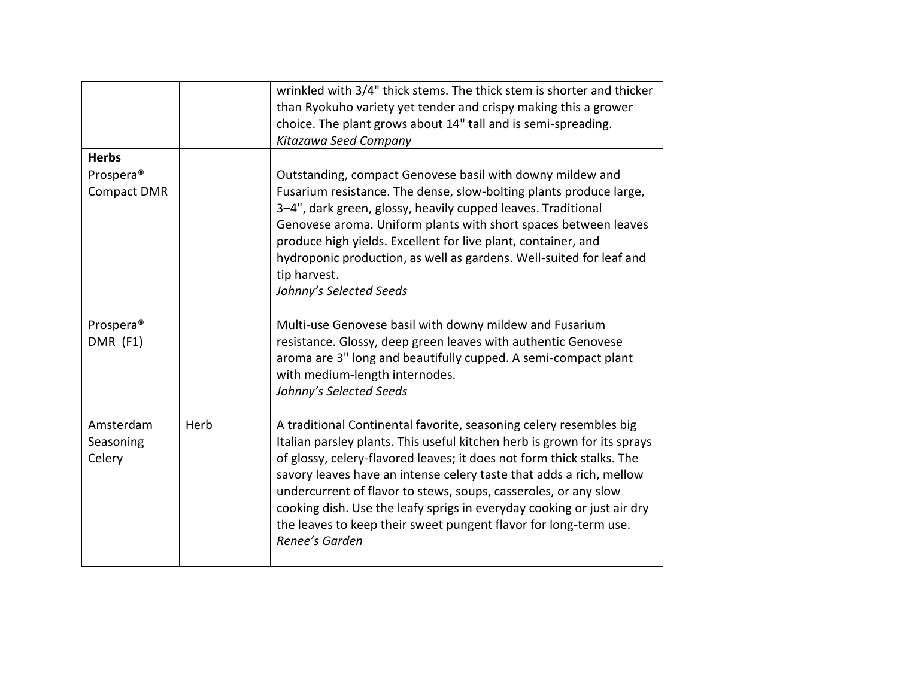| | | |
|---|---|---|
| | | wrinkled with 3/4" thick stems. The thick stem is shorter and thicker than Ryokuho variety yet tender and crispy making this a grower choice. The plant grows about 14" tall and is semi-spreading. *Kitazawa Seed Company* |
| **Herbs** | | |
| Prospera® Compact DMR | | Outstanding, compact Genovese basil with downy mildew and Fusarium resistance. The dense, slow-bolting plants produce large, 3–4", dark green, glossy, heavily cupped leaves. Traditional Genovese aroma. Uniform plants with short spaces between leaves produce high yields. Excellent for live plant, container, and hydroponic production, as well as gardens. Well-suited for leaf and tip harvest. *Johnny's Selected Seeds* |
| Prospera® DMR (F1) | | Multi-use Genovese basil with downy mildew and Fusarium resistance. Glossy, deep green leaves with authentic Genovese aroma are 3" long and beautifully cupped. A semi-compact plant with medium-length internodes. *Johnny's Selected Seeds* |
| Amsterdam Seasoning Celery | Herb | A traditional Continental favorite, seasoning celery resembles big Italian parsley plants. This useful kitchen herb is grown for its sprays of glossy, celery-flavored leaves; it does not form thick stalks. The savory leaves have an intense celery taste that adds a rich, mellow undercurrent of flavor to stews, soups, casseroles, or any slow cooking dish. Use the leafy sprigs in everyday cooking or just air dry the leaves to keep their sweet pungent flavor for long-term use. *Renee's Garden* |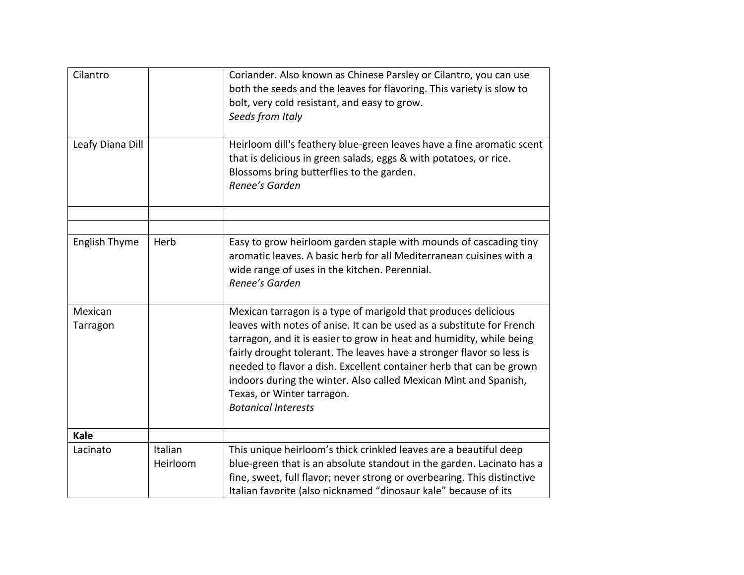| | | |
|---|---|---|
| Cilantro | | Coriander. Also known as Chinese Parsley or Cilantro, you can use both the seeds and the leaves for flavoring. This variety is slow to bolt, very cold resistant, and easy to grow.<br>*Seeds from Italy* |
| Leafy Diana Dill | | Heirloom dill's feathery blue-green leaves have a fine aromatic scent that is delicious in green salads, eggs & with potatoes, or rice. Blossoms bring butterflies to the garden.<br>*Renee's Garden* |
| | | |
| | | |
| English Thyme | Herb | Easy to grow heirloom garden staple with mounds of cascading tiny aromatic leaves. A basic herb for all Mediterranean cuisines with a wide range of uses in the kitchen. Perennial.<br>*Renee's Garden* |
| Mexican Tarragon | | Mexican tarragon is a type of marigold that produces delicious leaves with notes of anise. It can be used as a substitute for French tarragon, and it is easier to grow in heat and humidity, while being fairly drought tolerant. The leaves have a stronger flavor so less is needed to flavor a dish. Excellent container herb that can be grown indoors during the winter. Also called Mexican Mint and Spanish, Texas, or Winter tarragon.<br>*Botanical Interests* |
| **Kale** | | |
| Lacinato | Italian Heirloom | This unique heirloom's thick crinkled leaves are a beautiful deep blue-green that is an absolute standout in the garden. Lacinato has a fine, sweet, full flavor; never strong or overbearing. This distinctive Italian favorite (also nicknamed "dinosaur kale" because of its |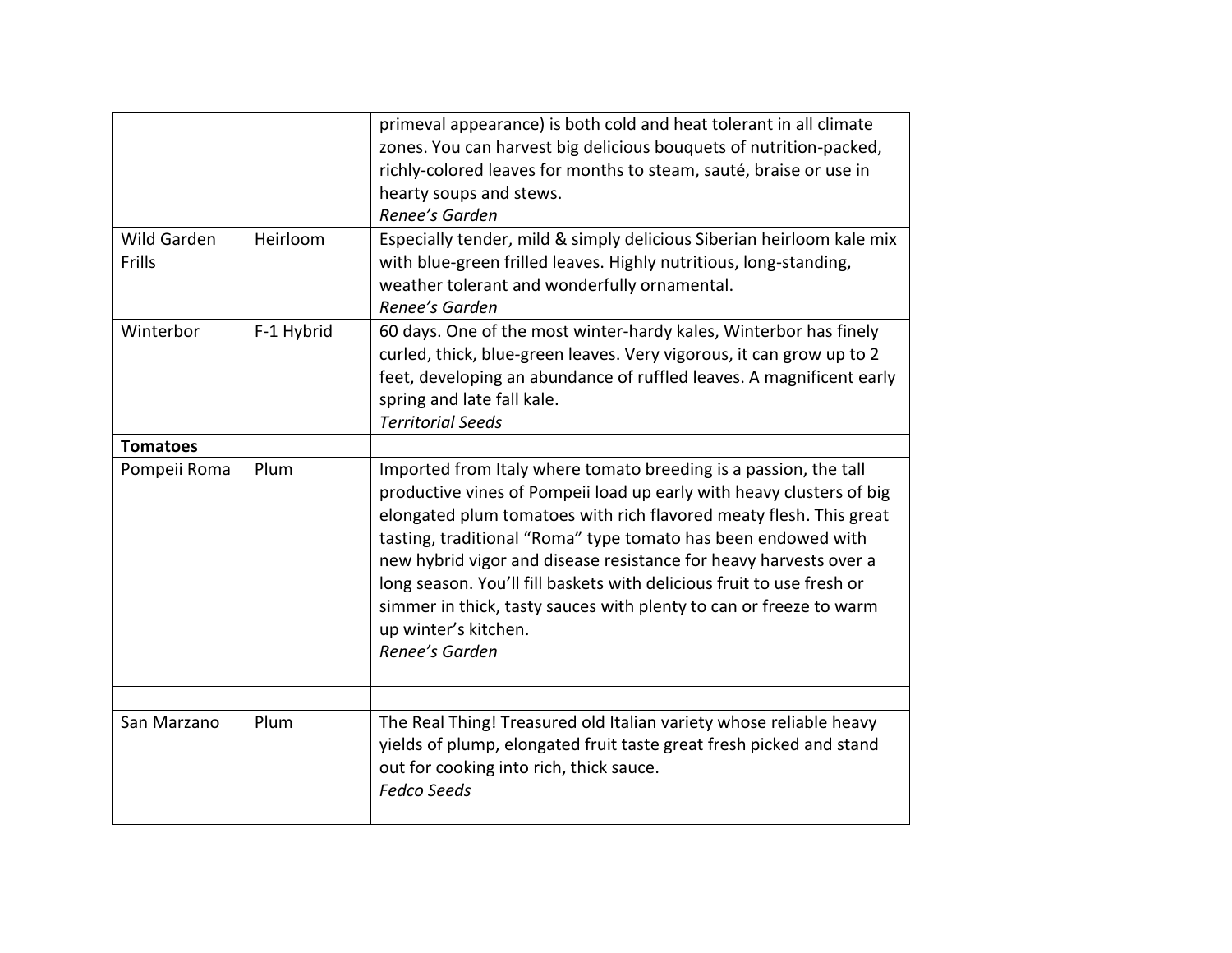| | | |
|---|---|---|
| | | primeval appearance) is both cold and heat tolerant in all climate zones. You can harvest big delicious bouquets of nutrition-packed, richly-colored leaves for months to steam, sauté, braise or use in hearty soups and stews.<br>*Renee's Garden* |
| Wild Garden Frills | Heirloom | Especially tender, mild & simply delicious Siberian heirloom kale mix with blue-green frilled leaves. Highly nutritious, long-standing, weather tolerant and wonderfully ornamental.<br>*Renee's Garden* |
| Winterbor | F-1 Hybrid | 60 days. One of the most winter-hardy kales, Winterbor has finely curled, thick, blue-green leaves. Very vigorous, it can grow up to 2 feet, developing an abundance of ruffled leaves. A magnificent early spring and late fall kale.<br>*Territorial Seeds* |
| **Tomatoes** | | |
| Pompeii Roma | Plum | Imported from Italy where tomato breeding is a passion, the tall productive vines of Pompeii load up early with heavy clusters of big elongated plum tomatoes with rich flavored meaty flesh. This great tasting, traditional "Roma" type tomato has been endowed with new hybrid vigor and disease resistance for heavy harvests over a long season. You'll fill baskets with delicious fruit to use fresh or simmer in thick, tasty sauces with plenty to can or freeze to warm up winter's kitchen.<br>*Renee's Garden* |
| | | |
| San Marzano | Plum | The Real Thing! Treasured old Italian variety whose reliable heavy yields of plump, elongated fruit taste great fresh picked and stand out for cooking into rich, thick sauce.<br>*Fedco Seeds* |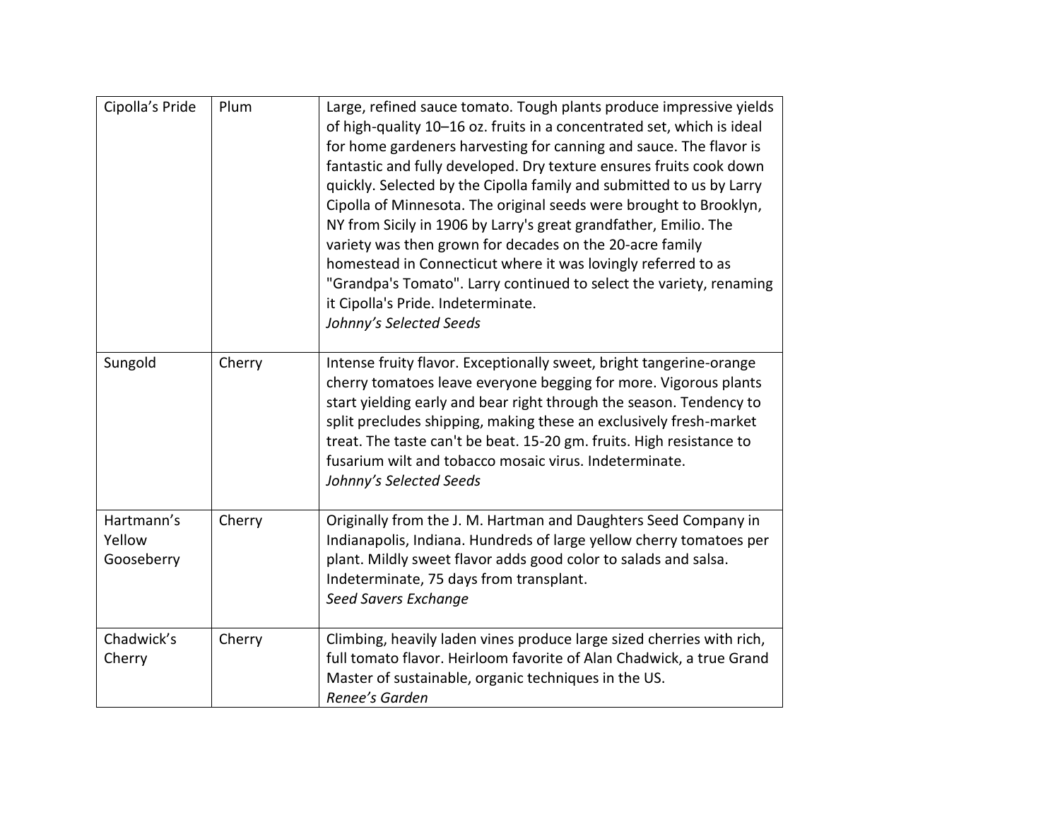| Cipolla's Pride | Plum | Large, refined sauce tomato. Tough plants produce impressive yields of high-quality 10–16 oz. fruits in a concentrated set, which is ideal for home gardeners harvesting for canning and sauce. The flavor is fantastic and fully developed. Dry texture ensures fruits cook down quickly. Selected by the Cipolla family and submitted to us by Larry Cipolla of Minnesota. The original seeds were brought to Brooklyn, NY from Sicily in 1906 by Larry's great grandfather, Emilio. The variety was then grown for decades on the 20-acre family homestead in Connecticut where it was lovingly referred to as "Grandpa's Tomato". Larry continued to select the variety, renaming it Cipolla's Pride. Indeterminate.<br>*Johnny's Selected Seeds* |
|---|---|---|
| Sungold | Cherry | Intense fruity flavor. Exceptionally sweet, bright tangerine-orange cherry tomatoes leave everyone begging for more. Vigorous plants start yielding early and bear right through the season. Tendency to split precludes shipping, making these an exclusively fresh-market treat. The taste can't be beat. 15-20 gm. fruits. High resistance to fusarium wilt and tobacco mosaic virus. Indeterminate.<br>*Johnny's Selected Seeds* |
| Hartmann's Yellow Gooseberry | Cherry | Originally from the J. M. Hartman and Daughters Seed Company in Indianapolis, Indiana. Hundreds of large yellow cherry tomatoes per plant. Mildly sweet flavor adds good color to salads and salsa. Indeterminate, 75 days from transplant.<br>*Seed Savers Exchange* |
| Chadwick's Cherry | Cherry | Climbing, heavily laden vines produce large sized cherries with rich, full tomato flavor. Heirloom favorite of Alan Chadwick, a true Grand Master of sustainable, organic techniques in the US.<br>*Renee's Garden* |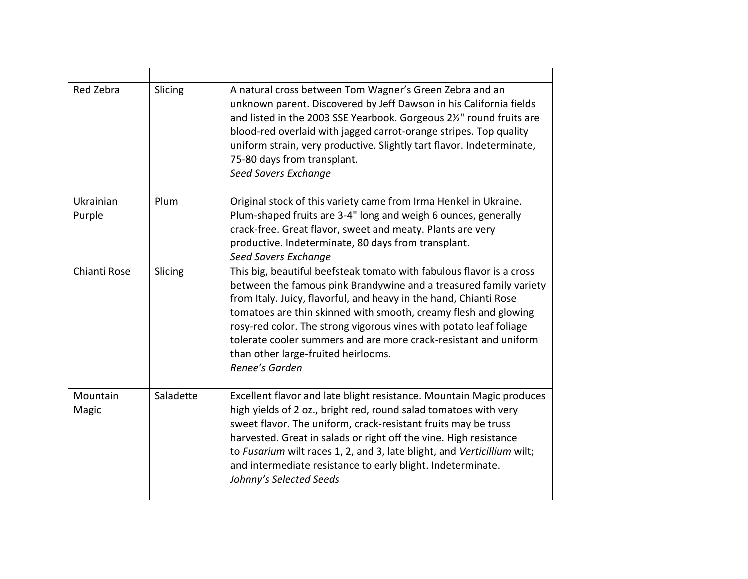| | | |
|---|---|---|
| Red Zebra | Slicing | A natural cross between Tom Wagner's Green Zebra and an unknown parent. Discovered by Jeff Dawson in his California fields and listed in the 2003 SSE Yearbook. Gorgeous 2½" round fruits are blood-red overlaid with jagged carrot-orange stripes. Top quality uniform strain, very productive. Slightly tart flavor. Indeterminate, 75-80 days from transplant. *Seed Savers Exchange* |
| Ukrainian Purple | Plum | Original stock of this variety came from Irma Henkel in Ukraine. Plum-shaped fruits are 3-4" long and weigh 6 ounces, generally crack-free. Great flavor, sweet and meaty. Plants are very productive. Indeterminate, 80 days from transplant. *Seed Savers Exchange* |
| Chianti Rose | Slicing | This big, beautiful beefsteak tomato with fabulous flavor is a cross between the famous pink Brandywine and a treasured family variety from Italy. Juicy, flavorful, and heavy in the hand, Chianti Rose tomatoes are thin skinned with smooth, creamy flesh and glowing rosy-red color. The strong vigorous vines with potato leaf foliage tolerate cooler summers and are more crack-resistant and uniform than other large-fruited heirlooms. *Renee's Garden* |
| Mountain Magic | Saladette | Excellent flavor and late blight resistance. Mountain Magic produces high yields of 2 oz., bright red, round salad tomatoes with very sweet flavor. The uniform, crack-resistant fruits may be truss harvested. Great in salads or right off the vine. High resistance to *Fusarium* wilt races 1, 2, and 3, late blight, and *Verticillium* wilt; and intermediate resistance to early blight. Indeterminate. *Johnny's Selected Seeds* |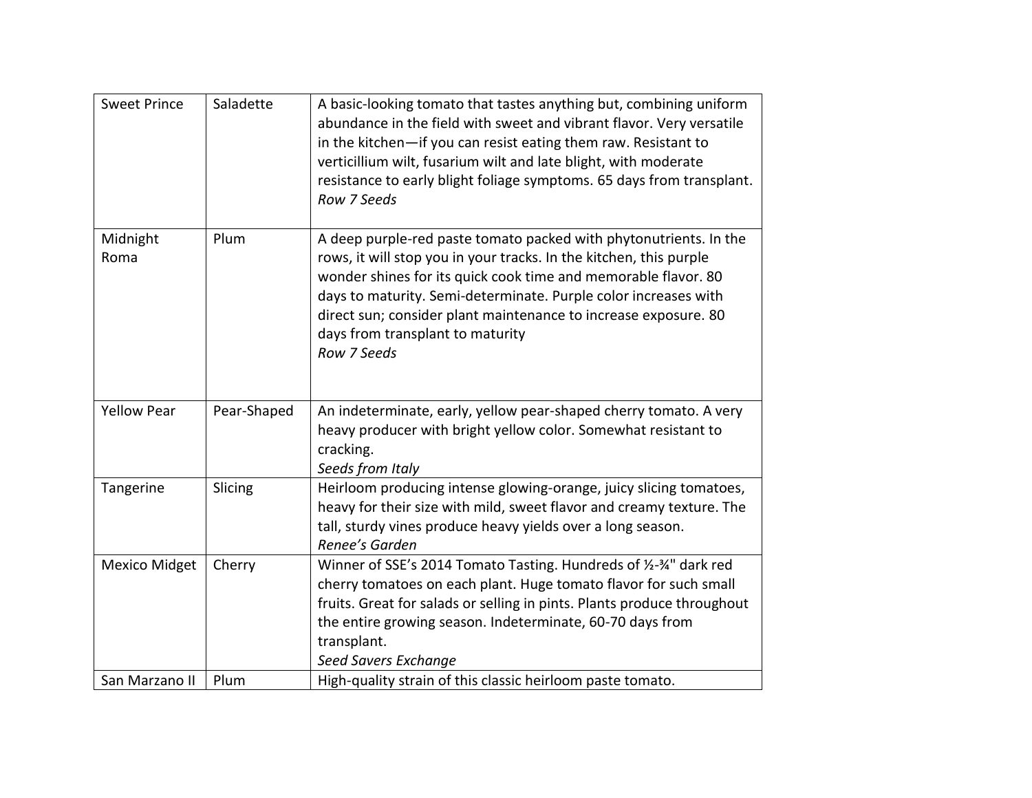| Sweet Prince | Saladette | A basic-looking tomato that tastes anything but, combining uniform abundance in the field with sweet and vibrant flavor. Very versatile in the kitchen—if you can resist eating them raw. Resistant to verticillium wilt, fusarium wilt and late blight, with moderate resistance to early blight foliage symptoms. 65 days from transplant. *Row 7 Seeds* |
|---|---|---|
| Midnight Roma | Plum | A deep purple-red paste tomato packed with phytonutrients. In the rows, it will stop you in your tracks. In the kitchen, this purple wonder shines for its quick cook time and memorable flavor. 80 days to maturity. Semi-determinate. Purple color increases with direct sun; consider plant maintenance to increase exposure. 80 days from transplant to maturity *Row 7 Seeds* |
| Yellow Pear | Pear-Shaped | An indeterminate, early, yellow pear-shaped cherry tomato. A very heavy producer with bright yellow color. Somewhat resistant to cracking. *Seeds from Italy* |
| Tangerine | Slicing | Heirloom producing intense glowing-orange, juicy slicing tomatoes, heavy for their size with mild, sweet flavor and creamy texture. The tall, sturdy vines produce heavy yields over a long season. *Renee's Garden* |
| Mexico Midget | Cherry | Winner of SSE's 2014 Tomato Tasting. Hundreds of ½-¾" dark red cherry tomatoes on each plant. Huge tomato flavor for such small fruits. Great for salads or selling in pints. Plants produce throughout the entire growing season. Indeterminate, 60-70 days from transplant. *Seed Savers Exchange* |
| San Marzano II | Plum | High-quality strain of this classic heirloom paste tomato. |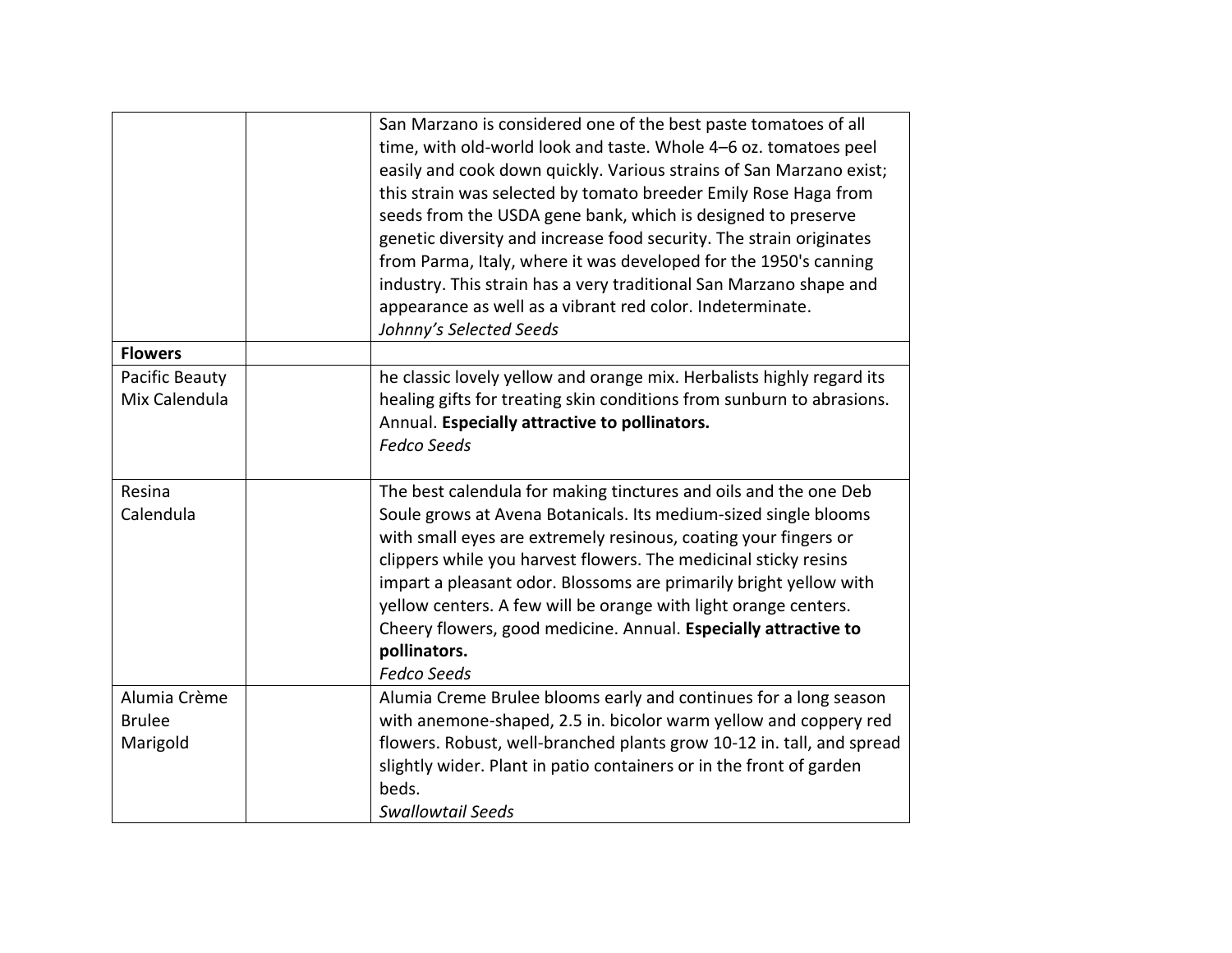| | | |
|---|---|---|
| | | San Marzano is considered one of the best paste tomatoes of all time, with old-world look and taste. Whole 4–6 oz. tomatoes peel easily and cook down quickly. Various strains of San Marzano exist; this strain was selected by tomato breeder Emily Rose Haga from seeds from the USDA gene bank, which is designed to preserve genetic diversity and increase food security. The strain originates from Parma, Italy, where it was developed for the 1950's canning industry. This strain has a very traditional San Marzano shape and appearance as well as a vibrant red color. Indeterminate. *Johnny's Selected Seeds* |
| **Flowers** | | |
| Pacific Beauty Mix Calendula | | he classic lovely yellow and orange mix. Herbalists highly regard its healing gifts for treating skin conditions from sunburn to abrasions. Annual. **Especially attractive to pollinators.** *Fedco Seeds* |
| Resina Calendula | | The best calendula for making tinctures and oils and the one Deb Soule grows at Avena Botanicals. Its medium-sized single blooms with small eyes are extremely resinous, coating your fingers or clippers while you harvest flowers. The medicinal sticky resins impart a pleasant odor. Blossoms are primarily bright yellow with yellow centers. A few will be orange with light orange centers. Cheery flowers, good medicine. Annual. **Especially attractive to pollinators.** *Fedco Seeds* |
| Alumia Crème Brulee Marigold | | Alumia Creme Brulee blooms early and continues for a long season with anemone-shaped, 2.5 in. bicolor warm yellow and coppery red flowers. Robust, well-branched plants grow 10-12 in. tall, and spread slightly wider. Plant in patio containers or in the front of garden beds. *Swallowtail Seeds* |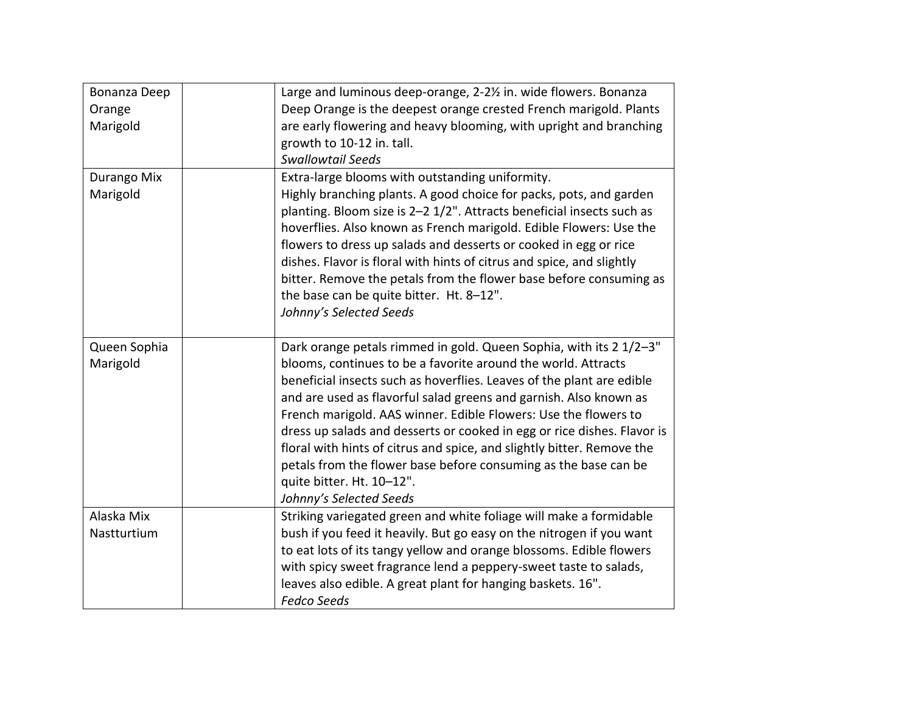| | | |
|---|---|---|
| Bonanza Deep Orange Marigold | | Large and luminous deep-orange, 2-2½ in. wide flowers. Bonanza Deep Orange is the deepest orange crested French marigold. Plants are early flowering and heavy blooming, with upright and branching growth to 10-12 in. tall. *Swallowtail Seeds* |
| Durango Mix Marigold | | Extra-large blooms with outstanding uniformity. Highly branching plants. A good choice for packs, pots, and garden planting. Bloom size is 2–2 1/2". Attracts beneficial insects such as hoverflies. Also known as French marigold. Edible Flowers: Use the flowers to dress up salads and desserts or cooked in egg or rice dishes. Flavor is floral with hints of citrus and spice, and slightly bitter. Remove the petals from the flower base before consuming as the base can be quite bitter. Ht. 8–12". *Johnny's Selected Seeds* |
| Queen Sophia Marigold | | Dark orange petals rimmed in gold. Queen Sophia, with its 2 1/2–3" blooms, continues to be a favorite around the world. Attracts beneficial insects such as hoverflies. Leaves of the plant are edible and are used as flavorful salad greens and garnish. Also known as French marigold. AAS winner. Edible Flowers: Use the flowers to dress up salads and desserts or cooked in egg or rice dishes. Flavor is floral with hints of citrus and spice, and slightly bitter. Remove the petals from the flower base before consuming as the base can be quite bitter. Ht. 10–12". *Johnny's Selected Seeds* |
| Alaska Mix Nastturtium | | Striking variegated green and white foliage will make a formidable bush if you feed it heavily. But go easy on the nitrogen if you want to eat lots of its tangy yellow and orange blossoms. Edible flowers with spicy sweet fragrance lend a peppery-sweet taste to salads, leaves also edible. A great plant for hanging baskets. 16". *Fedco Seeds* |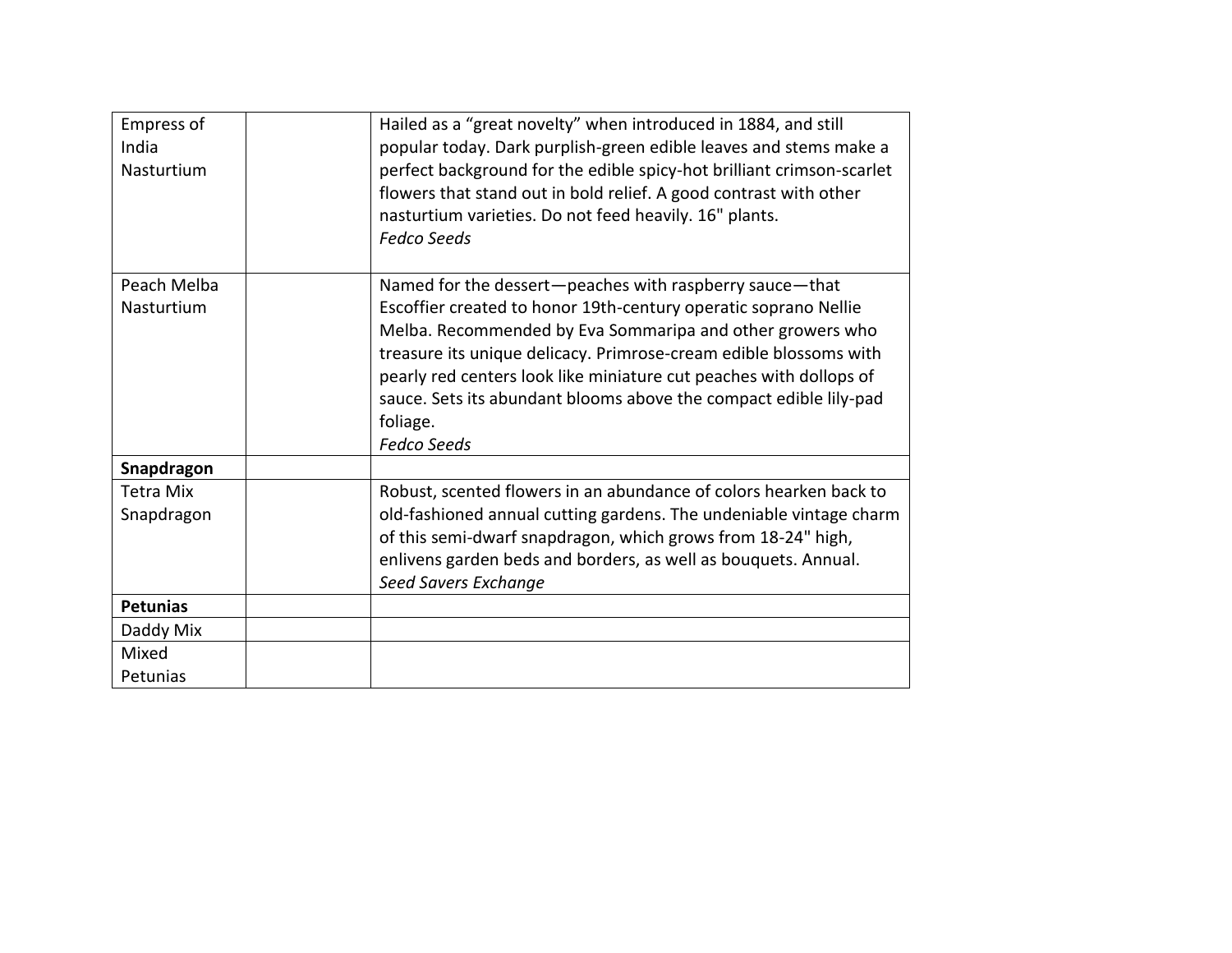| | | |
|---|---|---|
| Empress of India Nasturtium | | Hailed as a “great novelty” when introduced in 1884, and still popular today. Dark purplish-green edible leaves and stems make a perfect background for the edible spicy-hot brilliant crimson-scarlet flowers that stand out in bold relief. A good contrast with other nasturtium varieties. Do not feed heavily. 16" plants. *Fedco Seeds* |
| Peach Melba Nasturtium | | Named for the dessert—peaches with raspberry sauce—that Escoffier created to honor 19th-century operatic soprano Nellie Melba. Recommended by Eva Sommaripa and other growers who treasure its unique delicacy. Primrose-cream edible blossoms with pearly red centers look like miniature cut peaches with dollops of sauce. Sets its abundant blooms above the compact edible lily-pad foliage. *Fedco Seeds* |
| **Snapdragon** | | |
| Tetra Mix Snapdragon | | Robust, scented flowers in an abundance of colors hearken back to old-fashioned annual cutting gardens. The undeniable vintage charm of this semi-dwarf snapdragon, which grows from 18-24" high, enlivens garden beds and borders, as well as bouquets. Annual. *Seed Savers Exchange* |
| **Petunias** | | |
| Daddy Mix | | |
| Mixed Petunias | | |